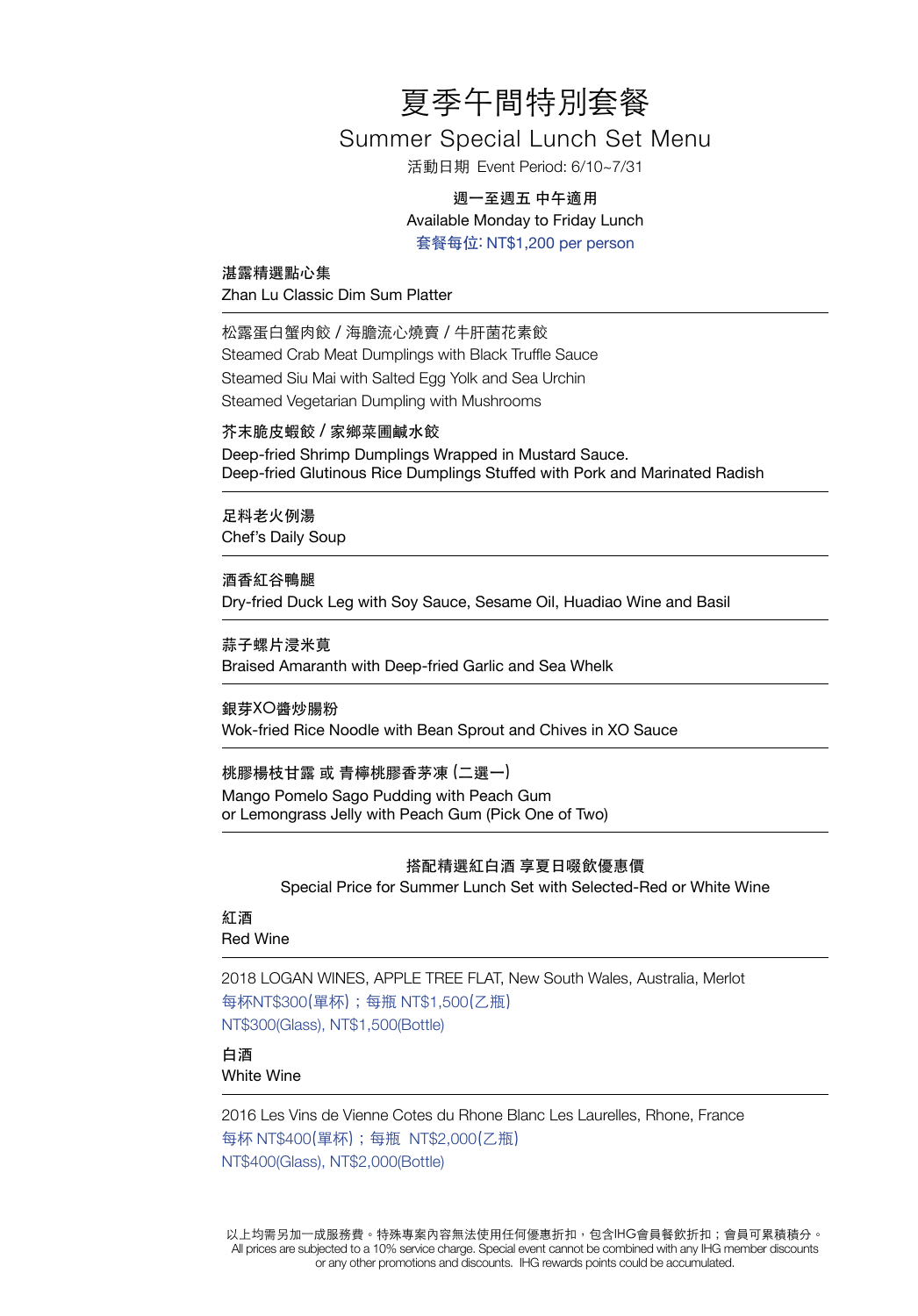# 夏季午間特別套餐

## Summer Special Lunch Set Menu

活動日期 Event Period: 6/10~7/31

**週一至週五 中午適用**

Available Monday to Friday Lunch

套餐每位: NT$1,200 per person

**湛露精選點心集**

Zhan Lu Classic Dim Sum Platter

---

松露蛋白蟹肉餃 / 海膽流心燒賣 / 牛肝菌花素餃

Steamed Crab Meat Dumplings with Black Truffle Sauce

Steamed Siu Mai with Salted Egg Yolk and Sea Urchin

Steamed Vegetarian Dumpling with Mushrooms

**芥末脆皮蝦餃 / 家鄉菜圃鹹水餃**

Deep-fried Shrimp Dumplings Wrapped in Mustard Sauce.

Deep-fried Glutinous Rice Dumplings Stuffed with Pork and Marinated Radish

---

**足料老火例湯**

Chef's Daily Soup

---

**酒香紅谷鴨腿**

Dry-fried Duck Leg with Soy Sauce, Sesame Oil, Huadiao Wine and Basil

---

**蒜子螺片浸米莧**

Braised Amaranth with Deep-fried Garlic and Sea Whelk

---

**銀芽XO醬炒腸粉**

Wok-fried Rice Noodle with Bean Sprout and Chives in XO Sauce

---

**桃膠楊枝甘露 或 青檸桃膠香茅凍 (二選一)**

Mango Pomelo Sago Pudding with Peach Gum

or Lemongrass Jelly with Peach Gum (Pick One of Two)

---

**搭配精選紅白酒 享夏日啜飲優惠價**

Special Price for Summer Lunch Set with Selected-Red or White Wine

**紅酒**

Red Wine

---

2018 LOGAN WINES, APPLE TREE FLAT, New South Wales, Australia, Merlot

每杯NT$300(單杯)；每瓶 NT$1,500(乙瓶)

NT$300(Glass), NT$1,500(Bottle)

**白酒**

White Wine

---

2016 Les Vins de Vienne Cotes du Rhone Blanc Les Laurelles, Rhone, France

每杯 NT$400(單杯)；每瓶 NT$2,000(乙瓶)

NT$400(Glass), NT$2,000(Bottle)

以上均需另加一成服務費。特殊專案內容無法使用任何優惠折扣，包含IHG會員餐飲折扣；會員可累積積分。
All prices are subjected to a 10% service charge. Special event cannot be combined with any IHG member discounts or any other promotions and discounts. IHG rewards points could be accumulated.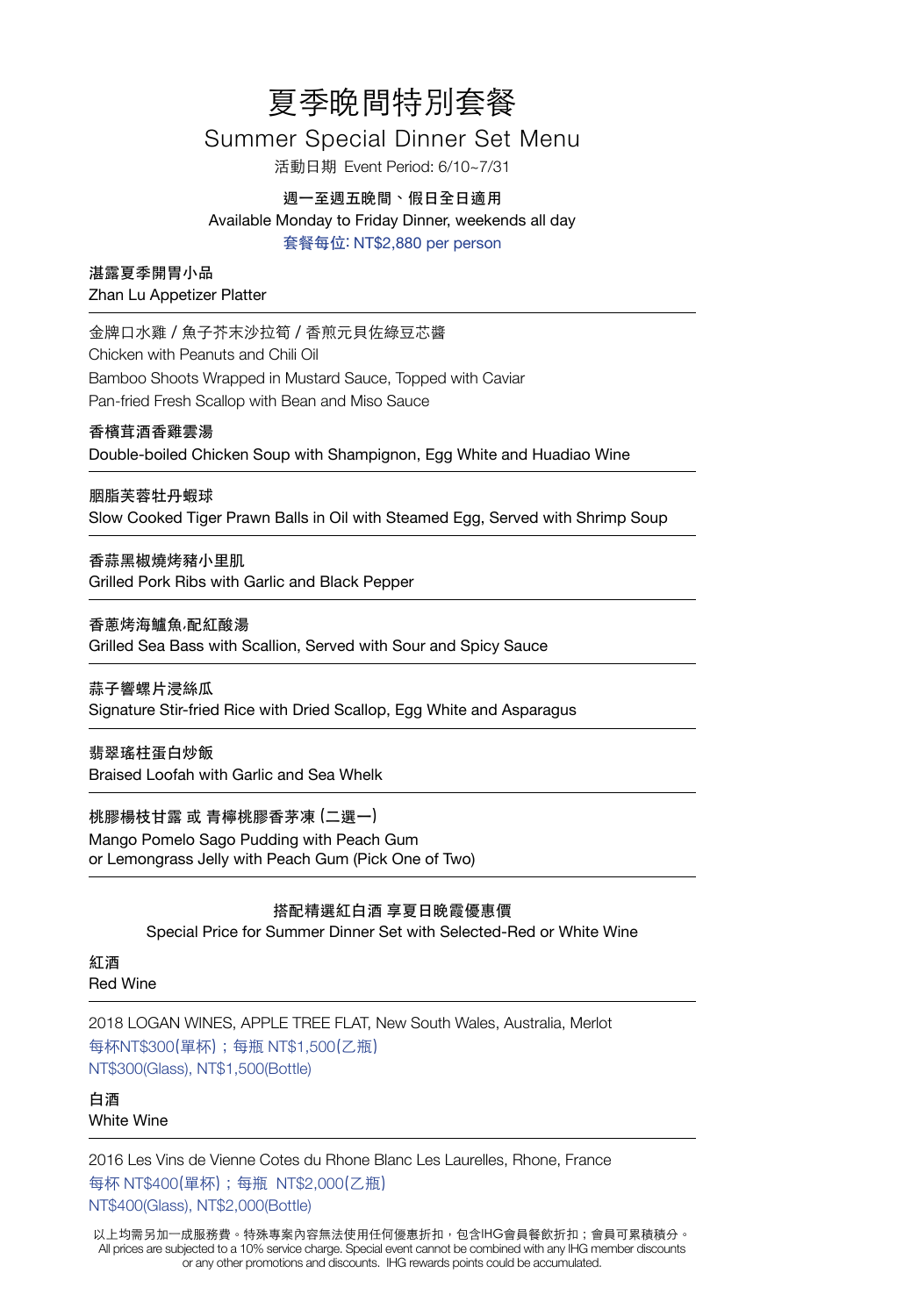# 夏季晚間特別套餐

## Summer Special Dinner Set Menu

活動日期 Event Period: 6/10~7/31

**週一至週五晚間、假日全日適用**
Available Monday to Friday Dinner, weekends all day
套餐每位: NT$2,880 per person

**湛露夏季開胃小品**
Zhan Lu Appetizer Platter

---

金牌口水雞 / 魚子芥末沙拉筍 / 香煎元貝佐綠豆芯醬
Chicken with Peanuts and Chili Oil
Bamboo Shoots Wrapped in Mustard Sauce, Topped with Caviar
Pan-fried Fresh Scallop with Bean and Miso Sauce

**香檳茸酒香雞雲湯**
Double-boiled Chicken Soup with Shampignon, Egg White and Huadiao Wine

---

**胭脂芙蓉牡丹蝦球**
Slow Cooked Tiger Prawn Balls in Oil with Steamed Egg, Served with Shrimp Soup

---

**香蒜黑椒燒烤豬小里肌**
Grilled Pork Ribs with Garlic and Black Pepper

---

**香蔥烤海鱸魚,配紅酸湯**
Grilled Sea Bass with Scallion, Served with Sour and Spicy Sauce

---

**蒜子響螺片浸絲瓜**
Signature Stir-fried Rice with Dried Scallop, Egg White and Asparagus

---

**翡翠瑤柱蛋白炒飯**
Braised Loofah with Garlic and Sea Whelk

---

**桃膠楊枝甘露 或 青檸桃膠香茅凍 (二選一)**
Mango Pomelo Sago Pudding with Peach Gum
or Lemongrass Jelly with Peach Gum (Pick One of Two)

---

**搭配精選紅白酒 享夏日晚霞優惠價**
Special Price for Summer Dinner Set with Selected-Red or White Wine

**紅酒**
Red Wine

---

2018 LOGAN WINES, APPLE TREE FLAT, New South Wales, Australia, Merlot
每杯NT$300(單杯)；每瓶 NT$1,500(乙瓶)
NT$300(Glass), NT$1,500(Bottle)

**白酒**
White Wine

---

2016 Les Vins de Vienne Cotes du Rhone Blanc Les Laurelles, Rhone, France
每杯 NT$400(單杯)；每瓶 NT$2,000(乙瓶)
NT$400(Glass), NT$2,000(Bottle)

以上均需另加一成服務費。特殊專案內容無法使用任何優惠折扣，包含IHG會員餐飲折扣；會員可累積積分。
All prices are subjected to a 10% service charge. Special event cannot be combined with any IHG member discounts or any other promotions and discounts. IHG rewards points could be accumulated.